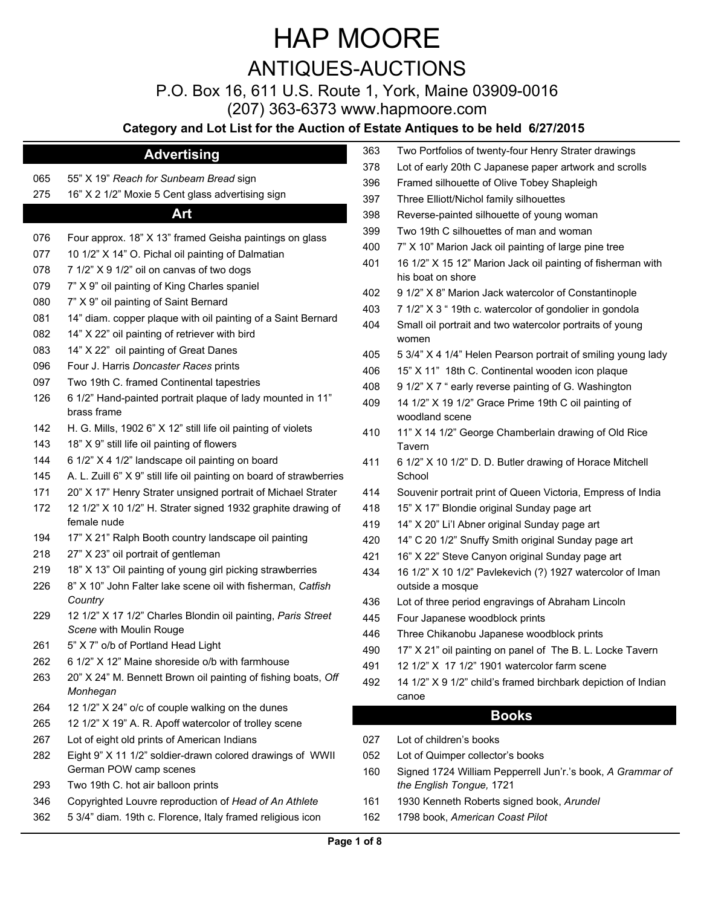# HAP MOORE

## ANTIQUES-AUCTIONS

P.O. Box 16, 611 U.S. Route 1, York, Maine 03909-0016

(207) 363-6373 www.hapmoore.com

**Category and Lot List for the Auction of Estate Antiques to be held 6/27/2015**

## Advertising

065 55” X 19” *Reach for Sunbeam Bread* sign
275 16” X 2 1/2” Moxie 5 Cent glass advertising sign

## Art

076 Four approx. 18” X 13” framed Geisha paintings on glass
077 10 1/2” X 14” O. Pichal oil painting of Dalmatian
078 7 1/2” X 9 1/2” oil on canvas of two dogs
079 7” X 9” oil painting of King Charles spaniel
080 7” X 9” oil painting of Saint Bernard
081 14” diam. copper plaque with oil painting of a Saint Bernard
082 14” X 22” oil painting of retriever with bird
083 14” X 22” oil painting of Great Danes
096 Four J. Harris *Doncaster Races* prints
097 Two 19th C. framed Continental tapestries
126 6 1/2” Hand-painted portrait plaque of lady mounted in 11” brass frame
142 H. G. Mills, 1902 6” X 12” still life oil painting of violets
143 18” X 9” still life oil painting of flowers
144 6 1/2” X 4 1/2” landscape oil painting on board
145 A. L. Zuill 6” X 9” still life oil painting on board of strawberries
171 20” X 17” Henry Strater unsigned portrait of Michael Strater
172 12 1/2” X 10 1/2” H. Strater signed 1932 graphite drawing of female nude
194 17” X 21” Ralph Booth country landscape oil painting
218 27” X 23” oil portrait of gentleman
219 18” X 13” Oil painting of young girl picking strawberries
226 8” X 10” John Falter lake scene oil with fisherman, *Catfish Country*
229 12 1/2” X 17 1/2” Charles Blondin oil painting, *Paris Street Scene* with Moulin Rouge
261 5” X 7” o/b of Portland Head Light
262 6 1/2” X 12” Maine shoreside o/b with farmhouse
263 20” X 24” M. Bennett Brown oil painting of fishing boats, *Off Monhegan*
264 12 1/2” X 24” o/c of couple walking on the dunes
265 12 1/2” X 19” A. R. Apoff watercolor of trolley scene
267 Lot of eight old prints of American Indians
282 Eight 9” X 11 1/2” soldier-drawn colored drawings of WWII German POW camp scenes
293 Two 19th C. hot air balloon prints
346 Copyrighted Louvre reproduction of *Head of An Athlete*
362 5 3/4” diam. 19th c. Florence, Italy framed religious icon
363 Two Portfolios of twenty-four Henry Strater drawings
378 Lot of early 20th C Japanese paper artwork and scrolls
396 Framed silhouette of Olive Tobey Shapleigh
397 Three Elliott/Nichol family silhouettes
398 Reverse-painted silhouette of young woman
399 Two 19th C silhouettes of man and woman
400 7” X 10” Marion Jack oil painting of large pine tree
401 16 1/2” X 15 12” Marion Jack oil painting of fisherman with his boat on shore
402 9 1/2” X 8” Marion Jack watercolor of Constantinople
403 7 1/2” X 3 “ 19th c. watercolor of gondolier in gondola
404 Small oil portrait and two watercolor portraits of young women
405 5 3/4” X 4 1/4” Helen Pearson portrait of smiling young lady
406 15” X 11” 18th C. Continental wooden icon plaque
408 9 1/2” X 7 “ early reverse painting of G. Washington
409 14 1/2” X 19 1/2” Grace Prime 19th C oil painting of woodland scene
410 11” X 14 1/2” George Chamberlain drawing of Old Rice Tavern
411 6 1/2” X 10 1/2” D. D. Butler drawing of Horace Mitchell School
414 Souvenir portrait print of Queen Victoria, Empress of India
418 15” X 17” Blondie original Sunday page art
419 14” X 20” Li’l Abner original Sunday page art
420 14” C 20 1/2” Snuffy Smith original Sunday page art
421 16” X 22” Steve Canyon original Sunday page art
434 16 1/2” X 10 1/2” Pavlekevich (?) 1927 watercolor of Iman outside a mosque
436 Lot of three period engravings of Abraham Lincoln
445 Four Japanese woodblock prints
446 Three Chikanobu Japanese woodblock prints
490 17” X 21” oil painting on panel of The B. L. Locke Tavern
491 12 1/2” X 17 1/2” 1901 watercolor farm scene
492 14 1/2” X 9 1/2” child’s framed birchbark depiction of Indian canoe

## Books

027 Lot of children’s books
052 Lot of Quimper collector’s books
160 Signed 1724 William Pepperrell Jun’r.’s book, *A Grammar of the English Tongue,* 1721
161 1930 Kenneth Roberts signed book, *Arundel*
162 1798 book, *American Coast Pilot*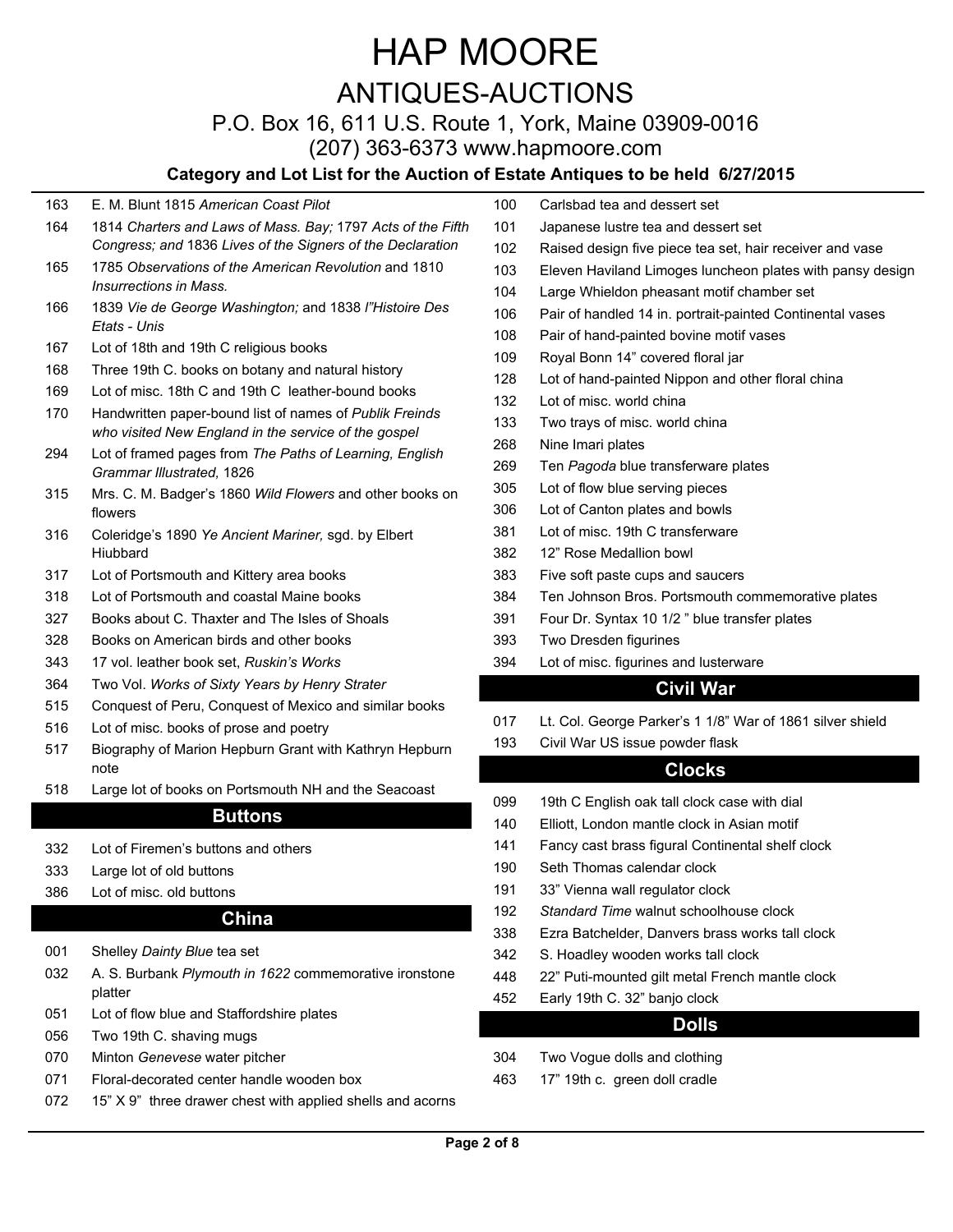# HAP MOORE
## ANTIQUES-AUCTIONS
P.O. Box 16, 611 U.S. Route 1, York, Maine 03909-0016
(207) 363-6373 www.hapmoore.com

**Category and Lot List for the Auction of Estate Antiques to be held 6/27/2015**

163 E. M. Blunt 1815 *American Coast Pilot*
164 1814 *Charters and Laws of Mass. Bay;* 1797 *Acts of the Fifth Congress; and* 1836 *Lives of the Signers of the Declaration*
165 1785 *Observations of the American Revolution* and 1810 *Insurrections in Mass.*
166 1839 *Vie de George Washington;* and 1838 *l"Histoire Des Etats - Unis*
167 Lot of 18th and 19th C religious books
168 Three 19th C. books on botany and natural history
169 Lot of misc. 18th C and 19th C leather-bound books
170 Handwritten paper-bound list of names of *Publik Freinds who visited New England in the service of the gospel*
294 Lot of framed pages from *The Paths of Learning, English Grammar Illustrated,* 1826
315 Mrs. C. M. Badger's 1860 *Wild Flowers* and other books on flowers
316 Coleridge's 1890 *Ye Ancient Mariner,* sgd. by Elbert Hiubbard
317 Lot of Portsmouth and Kittery area books
318 Lot of Portsmouth and coastal Maine books
327 Books about C. Thaxter and The Isles of Shoals
328 Books on American birds and other books
343 17 vol. leather book set, *Ruskin's Works*
364 Two Vol. *Works of Sixty Years by Henry Strater*
515 Conquest of Peru, Conquest of Mexico and similar books
516 Lot of misc. books of prose and poetry
517 Biography of Marion Hepburn Grant with Kathryn Hepburn note
518 Large lot of books on Portsmouth NH and the Seacoast

## Buttons

332 Lot of Firemen's buttons and others
333 Large lot of old buttons
386 Lot of misc. old buttons

## China

001 Shelley *Dainty Blue* tea set
032 A. S. Burbank *Plymouth in 1622* commemorative ironstone platter
051 Lot of flow blue and Staffordshire plates
056 Two 19th C. shaving mugs
070 Minton *Genevese* water pitcher
071 Floral-decorated center handle wooden box
072 15" X 9" three drawer chest with applied shells and acorns
100 Carlsbad tea and dessert set
101 Japanese lustre tea and dessert set
102 Raised design five piece tea set, hair receiver and vase
103 Eleven Haviland Limoges luncheon plates with pansy design
104 Large Whieldon pheasant motif chamber set
106 Pair of handled 14 in. portrait-painted Continental vases
108 Pair of hand-painted bovine motif vases
109 Royal Bonn 14" covered floral jar
128 Lot of hand-painted Nippon and other floral china
132 Lot of misc. world china
133 Two trays of misc. world china
268 Nine Imari plates
269 Ten *Pagoda* blue transferware plates
305 Lot of flow blue serving pieces
306 Lot of Canton plates and bowls
381 Lot of misc. 19th C transferware
382 12" Rose Medallion bowl
383 Five soft paste cups and saucers
384 Ten Johnson Bros. Portsmouth commemorative plates
391 Four Dr. Syntax 10 1/2 " blue transfer plates
393 Two Dresden figurines
394 Lot of misc. figurines and lusterware

## Civil War

017 Lt. Col. George Parker's 1 1/8" War of 1861 silver shield
193 Civil War US issue powder flask

## Clocks

099 19th C English oak tall clock case with dial
140 Elliott, London mantle clock in Asian motif
141 Fancy cast brass figural Continental shelf clock
190 Seth Thomas calendar clock
191 33" Vienna wall regulator clock
192 *Standard Time* walnut schoolhouse clock
338 Ezra Batchelder, Danvers brass works tall clock
342 S. Hoadley wooden works tall clock
448 22" Puti-mounted gilt metal French mantle clock
452 Early 19th C. 32" banjo clock

## Dolls

304 Two Vogue dolls and clothing
463 17" 19th c. green doll cradle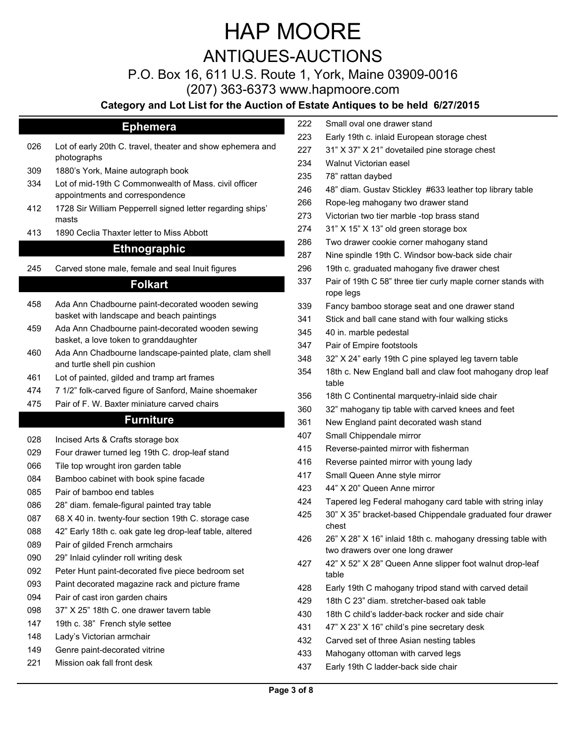# HAP MOORE

## ANTIQUES-AUCTIONS

P.O. Box 16, 611 U.S. Route 1, York, Maine 03909-0016

(207) 363-6373 www.hapmoore.com

**Category and Lot List for the Auction of Estate Antiques to be held 6/27/2015**

### Ephemera

026 Lot of early 20th C. travel, theater and show ephemera and photographs

309 1880's York, Maine autograph book

334 Lot of mid-19th C Commonwealth of Mass. civil officer appointments and correspondence

412 1728 Sir William Pepperrell signed letter regarding ships' masts

413 1890 Ceclia Thaxter letter to Miss Abbott

### Ethnographic

245 Carved stone male, female and seal Inuit figures

### Folkart

458 Ada Ann Chadbourne paint-decorated wooden sewing basket with landscape and beach paintings

459 Ada Ann Chadbourne paint-decorated wooden sewing basket, a love token to granddaughter

460 Ada Ann Chadbourne landscape-painted plate, clam shell and turtle shell pin cushion

461 Lot of painted, gilded and tramp art frames

474 7 1/2" folk-carved figure of Sanford, Maine shoemaker

475 Pair of F. W. Baxter miniature carved chairs

### Furniture

028 Incised Arts & Crafts storage box

029 Four drawer turned leg 19th C. drop-leaf stand

066 Tile top wrought iron garden table

084 Bamboo cabinet with book spine facade

085 Pair of bamboo end tables

086 28" diam. female-figural painted tray table

087 68 X 40 in. twenty-four section 19th C. storage case

088 42" Early 18th c. oak gate leg drop-leaf table, altered

089 Pair of gilded French armchairs

090 29" Inlaid cylinder roll writing desk

092 Peter Hunt paint-decorated five piece bedroom set

093 Paint decorated magazine rack and picture frame

094 Pair of cast iron garden chairs

098 37" X 25" 18th C. one drawer tavern table

147 19th c. 38" French style settee

148 Lady's Victorian armchair

149 Genre paint-decorated vitrine

221 Mission oak fall front desk

222 Small oval one drawer stand

223 Early 19th c. inlaid European storage chest

227 31" X 37" X 21" dovetailed pine storage chest

234 Walnut Victorian easel

235 78" rattan daybed

246 48" diam. Gustav Stickley #633 leather top library table

266 Rope-leg mahogany two drawer stand

273 Victorian two tier marble -top brass stand

274 31" X 15" X 13" old green storage box

286 Two drawer cookie corner mahogany stand

287 Nine spindle 19th C. Windsor bow-back side chair

296 19th c. graduated mahogany five drawer chest

337 Pair of 19th C 58" three tier curly maple corner stands with rope legs

339 Fancy bamboo storage seat and one drawer stand

341 Stick and ball cane stand with four walking sticks

345 40 in. marble pedestal

347 Pair of Empire footstools

348 32" X 24" early 19th C pine splayed leg tavern table

354 18th c. New England ball and claw foot mahogany drop leaf table

356 18th C Continental marquetry-inlaid side chair

360 32" mahogany tip table with carved knees and feet

361 New England paint decorated wash stand

407 Small Chippendale mirror

415 Reverse-painted mirror with fisherman

416 Reverse painted mirror with young lady

417 Small Queen Anne style mirror

423 44" X 20" Queen Anne mirror

424 Tapered leg Federal mahogany card table with string inlay

425 30" X 35" bracket-based Chippendale graduated four drawer chest

426 26" X 28" X 16" inlaid 18th c. mahogany dressing table with two drawers over one long drawer

427 42" X 52" X 28" Queen Anne slipper foot walnut drop-leaf table

428 Early 19th C mahogany tripod stand with carved detail

429 18th C 23" diam. stretcher-based oak table

430 18th C child's ladder-back rocker and side chair

431 47" X 23" X 16" child's pine secretary desk

432 Carved set of three Asian nesting tables

433 Mahogany ottoman with carved legs

437 Early 19th C ladder-back side chair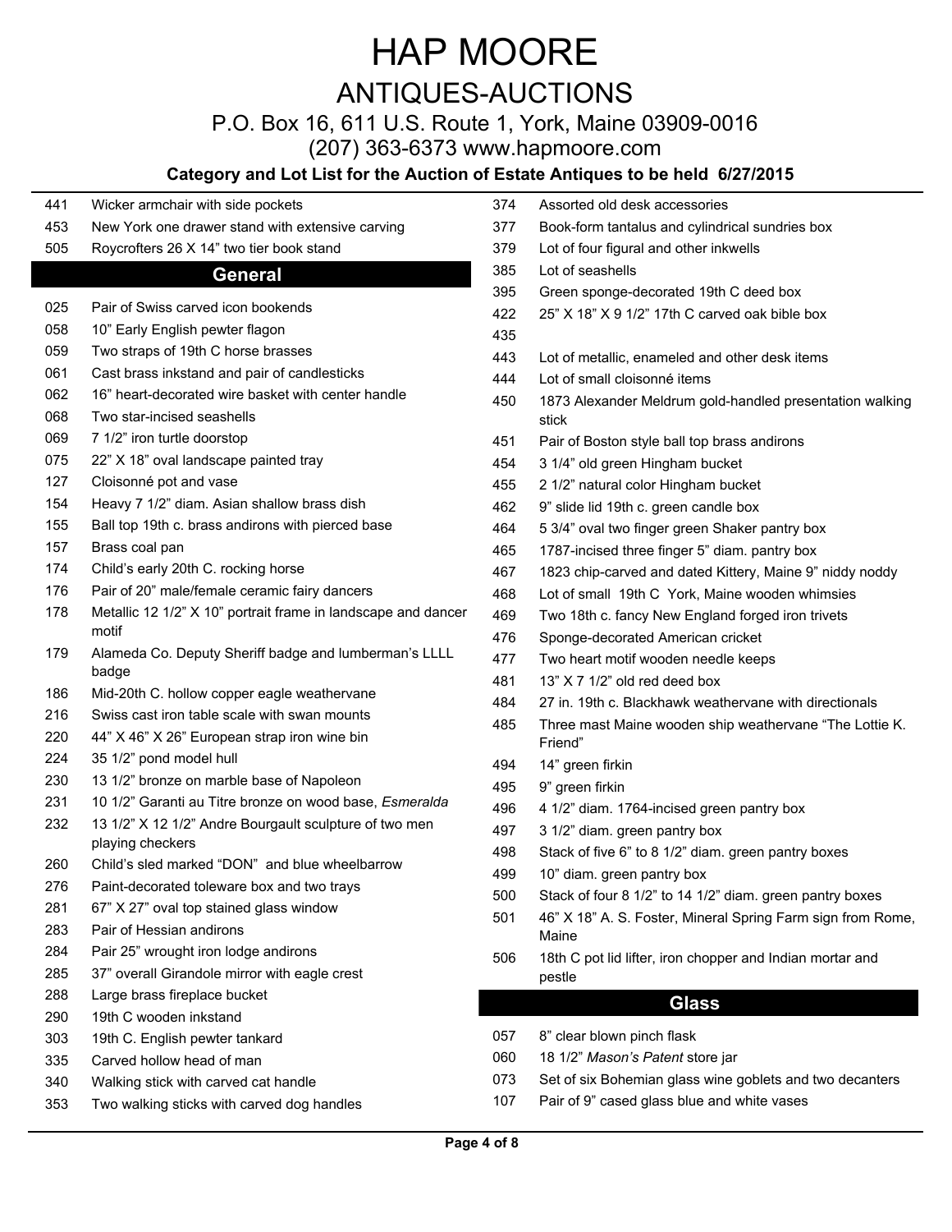# HAP MOORE

## ANTIQUES-AUCTIONS

P.O. Box 16, 611 U.S. Route 1, York, Maine 03909-0016

(207) 363-6373 www.hapmoore.com

**Category and Lot List for the Auction of Estate Antiques to be held 6/27/2015**

| | |
|---|---|
| 441 | Wicker armchair with side pockets |
| 453 | New York one drawer stand with extensive carving |
| 505 | Roycrofters 26 X 14" two tier book stand |

## General

| | |
|---|---|
| 025 | Pair of Swiss carved icon bookends |
| 058 | 10" Early English pewter flagon |
| 059 | Two straps of 19th C horse brasses |
| 061 | Cast brass inkstand and pair of candlesticks |
| 062 | 16" heart-decorated wire basket with center handle |
| 068 | Two star-incised seashells |
| 069 | 7 1/2" iron turtle doorstop |
| 075 | 22" X 18" oval landscape painted tray |
| 127 | Cloisonné pot and vase |
| 154 | Heavy 7 1/2" diam. Asian shallow brass dish |
| 155 | Ball top 19th c. brass andirons with pierced base |
| 157 | Brass coal pan |
| 174 | Child's early 20th C. rocking horse |
| 176 | Pair of 20" male/female ceramic fairy dancers |
| 178 | Metallic 12 1/2" X 10" portrait frame in landscape and dancer motif |
| 179 | Alameda Co. Deputy Sheriff badge and lumberman's LLLL badge |
| 186 | Mid-20th C. hollow copper eagle weathervane |
| 216 | Swiss cast iron table scale with swan mounts |
| 220 | 44" X 46" X 26" European strap iron wine bin |
| 224 | 35 1/2" pond model hull |
| 230 | 13 1/2" bronze on marble base of Napoleon |
| 231 | 10 1/2" Garanti au Titre bronze on wood base, *Esmeralda* |
| 232 | 13 1/2" X 12 1/2" Andre Bourgault sculpture of two men playing checkers |
| 260 | Child's sled marked "DON" and blue wheelbarrow |
| 276 | Paint-decorated toleware box and two trays |
| 281 | 67" X 27" oval top stained glass window |
| 283 | Pair of Hessian andirons |
| 284 | Pair 25" wrought iron lodge andirons |
| 285 | 37" overall Girandole mirror with eagle crest |
| 288 | Large brass fireplace bucket |
| 290 | 19th C wooden inkstand |
| 303 | 19th C. English pewter tankard |
| 335 | Carved hollow head of man |
| 340 | Walking stick with carved cat handle |
| 353 | Two walking sticks with carved dog handles |
| 374 | Assorted old desk accessories |
| 377 | Book-form tantalus and cylindrical sundries box |
| 379 | Lot of four figural and other inkwells |
| 385 | Lot of seashells |
| 395 | Green sponge-decorated 19th C deed box |
| 422 | 25" X 18" X 9 1/2" 17th C carved oak bible box |
| 435 | |
| 443 | Lot of metallic, enameled and other desk items |
| 444 | Lot of small cloisonné items |
| 450 | 1873 Alexander Meldrum gold-handled presentation walking stick |
| 451 | Pair of Boston style ball top brass andirons |
| 454 | 3 1/4" old green Hingham bucket |
| 455 | 2 1/2" natural color Hingham bucket |
| 462 | 9" slide lid 19th c. green candle box |
| 464 | 5 3/4" oval two finger green Shaker pantry box |
| 465 | 1787-incised three finger 5" diam. pantry box |
| 467 | 1823 chip-carved and dated Kittery, Maine 9" niddy noddy |
| 468 | Lot of small 19th C York, Maine wooden whimsies |
| 469 | Two 18th c. fancy New England forged iron trivets |
| 476 | Sponge-decorated American cricket |
| 477 | Two heart motif wooden needle keeps |
| 481 | 13" X 7 1/2" old red deed box |
| 484 | 27 in. 19th c. Blackhawk weathervane with directionals |
| 485 | Three mast Maine wooden ship weathervane "The Lottie K. Friend" |
| 494 | 14" green firkin |
| 495 | 9" green firkin |
| 496 | 4 1/2" diam. 1764-incised green pantry box |
| 497 | 3 1/2" diam. green pantry box |
| 498 | Stack of five 6" to 8 1/2" diam. green pantry boxes |
| 499 | 10" diam. green pantry box |
| 500 | Stack of four 8 1/2" to 14 1/2" diam. green pantry boxes |
| 501 | 46" X 18" A. S. Foster, Mineral Spring Farm sign from Rome, Maine |
| 506 | 18th C pot lid lifter, iron chopper and Indian mortar and pestle |

## Glass

| | |
|---|---|
| 057 | 8" clear blown pinch flask |
| 060 | 18 1/2" *Mason's Patent* store jar |
| 073 | Set of six Bohemian glass wine goblets and two decanters |
| 107 | Pair of 9" cased glass blue and white vases |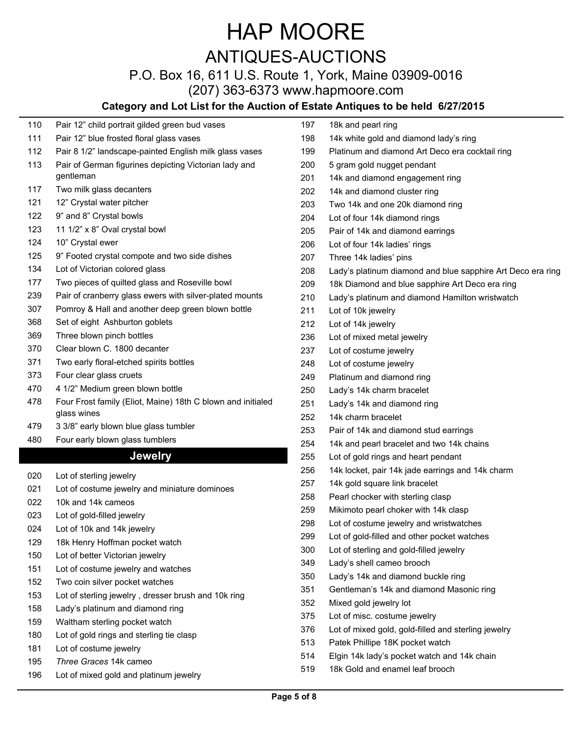# HAP MOORE

## ANTIQUES-AUCTIONS

P.O. Box 16, 611 U.S. Route 1, York, Maine 03909-0016

(207) 363-6373 www.hapmoore.com

**Category and Lot List for the Auction of Estate Antiques to be held 6/27/2015**

110 Pair 12" child portrait gilded green bud vases
111 Pair 12" blue frosted floral glass vases
112 Pair 8 1/2" landscape-painted English milk glass vases
113 Pair of German figurines depicting Victorian lady and gentleman
117 Two milk glass decanters
121 12" Crystal water pitcher
122 9" and 8" Crystal bowls
123 11 1/2" x 8" Oval crystal bowl
124 10" Crystal ewer
125 9" Footed crystal compote and two side dishes
134 Lot of Victorian colored glass
177 Two pieces of quilted glass and Roseville bowl
239 Pair of cranberry glass ewers with silver-plated mounts
307 Pomroy & Hall and another deep green blown bottle
368 Set of eight Ashburton goblets
369 Three blown pinch bottles
370 Clear blown C. 1800 decanter
371 Two early floral-etched spirits bottles
373 Four clear glass cruets
470 4 1/2" Medium green blown bottle
478 Four Frost family (Eliot, Maine) 18th C blown and initialed glass wines
479 3 3/8" early blown blue glass tumbler
480 Four early blown glass tumblers

## Jewelry

020 Lot of sterling jewelry
021 Lot of costume jewelry and miniature dominoes
022 10k and 14k cameos
023 Lot of gold-filled jewelry
024 Lot of 10k and 14k jewelry
129 18k Henry Hoffman pocket watch
150 Lot of better Victorian jewelry
151 Lot of costume jewelry and watches
152 Two coin silver pocket watches
153 Lot of sterling jewelry , dresser brush and 10k ring
158 Lady's platinum and diamond ring
159 Waltham sterling pocket watch
180 Lot of gold rings and sterling tie clasp
181 Lot of costume jewelry
195 *Three Graces* 14k cameo
196 Lot of mixed gold and platinum jewelry
197 18k and pearl ring
198 14k white gold and diamond lady's ring
199 Platinum and diamond Art Deco era cocktail ring
200 5 gram gold nugget pendant
201 14k and diamond engagement ring
202 14k and diamond cluster ring
203 Two 14k and one 20k diamond ring
204 Lot of four 14k diamond rings
205 Pair of 14k and diamond earrings
206 Lot of four 14k ladies' rings
207 Three 14k ladies' pins
208 Lady's platinum diamond and blue sapphire Art Deco era ring
209 18k Diamond and blue sapphire Art Deco era ring
210 Lady's platinum and diamond Hamilton wristwatch
211 Lot of 10k jewelry
212 Lot of 14k jewelry
236 Lot of mixed metal jewelry
237 Lot of costume jewelry
248 Lot of costume jewelry
249 Platinum and diamond ring
250 Lady's 14k charm bracelet
251 Lady's 14k and diamond ring
252 14k charm bracelet
253 Pair of 14k and diamond stud earrings
254 14k and pearl bracelet and two 14k chains
255 Lot of gold rings and heart pendant
256 14k locket, pair 14k jade earrings and 14k charm
257 14k gold square link bracelet
258 Pearl chocker with sterling clasp
259 Mikimoto pearl choker with 14k clasp
298 Lot of costume jewelry and wristwatches
299 Lot of gold-filled and other pocket watches
300 Lot of sterling and gold-filled jewelry
349 Lady's shell cameo brooch
350 Lady's 14k and diamond buckle ring
351 Gentleman's 14k and diamond Masonic ring
352 Mixed gold jewelry lot
375 Lot of misc. costume jewelry
376 Lot of mixed gold, gold-filled and sterling jewelry
513 Patek Phillipe 18K pocket watch
514 Elgin 14k lady's pocket watch and 14k chain
519 18k Gold and enamel leaf brooch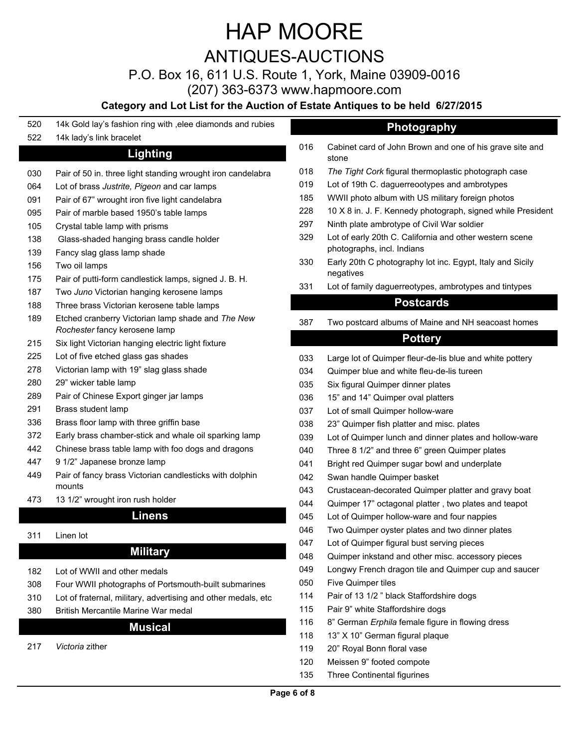# HAP MOORE

## ANTIQUES-AUCTIONS

P.O. Box 16, 611 U.S. Route 1, York, Maine 03909-0016

(207) 363-6373 www.hapmoore.com

**Category and Lot List for the Auction of Estate Antiques to be held 6/27/2015**

520 14k Gold lay's fashion ring with ,elee diamonds and rubies

522 14k lady's link bracelet

## Lighting

030 Pair of 50 in. three light standing wrought iron candelabra

064 Lot of brass *Justrite, Pigeon* and car lamps

091 Pair of 67" wrought iron five light candelabra

095 Pair of marble based 1950's table lamps

105 Crystal table lamp with prisms

138 Glass-shaded hanging brass candle holder

139 Fancy slag glass lamp shade

156 Two oil lamps

175 Pair of putti-form candlestick lamps, signed J. B. H.

187 Two *Juno* Victorian hanging kerosene lamps

188 Three brass Victorian kerosene table lamps

189 Etched cranberry Victorian lamp shade and *The New Rochester* fancy kerosene lamp

215 Six light Victorian hanging electric light fixture

225 Lot of five etched glass gas shades

278 Victorian lamp with 19" slag glass shade

280 29" wicker table lamp

289 Pair of Chinese Export ginger jar lamps

291 Brass student lamp

336 Brass floor lamp with three griffin base

372 Early brass chamber-stick and whale oil sparking lamp

442 Chinese brass table lamp with foo dogs and dragons

447 9 1/2" Japanese bronze lamp

449 Pair of fancy brass Victorian candlesticks with dolphin mounts

473 13 1/2" wrought iron rush holder

## Linens

311 Linen lot

## Military

182 Lot of WWII and other medals

308 Four WWII photographs of Portsmouth-built submarines

310 Lot of fraternal, military, advertising and other medals, etc

380 British Mercantile Marine War medal

## Musical

217 *Victoria* zither

## Photography

016 Cabinet card of John Brown and one of his grave site and stone

018 *The Tight Cork* figural thermoplastic photograph case

019 Lot of 19th C. daguerreootypes and ambrotypes

185 WWII photo album with US military foreign photos

228 10 X 8 in. J. F. Kennedy photograph, signed while President

297 Ninth plate ambrotype of Civil War soldier

329 Lot of early 20th C. California and other western scene photographs, incl. Indians

330 Early 20th C photography lot inc. Egypt, Italy and Sicily negatives

331 Lot of family daguerreotypes, ambrotypes and tintypes

## Postcards

387 Two postcard albums of Maine and NH seacoast homes

## Pottery

033 Large lot of Quimper fleur-de-lis blue and white pottery

034 Quimper blue and white fleu-de-lis tureen

035 Six figural Quimper dinner plates

036 15" and 14" Quimper oval platters

037 Lot of small Quimper hollow-ware

038 23" Quimper fish platter and misc. plates

039 Lot of Quimper lunch and dinner plates and hollow-ware

040 Three 8 1/2" and three 6" green Quimper plates

041 Bright red Quimper sugar bowl and underplate

042 Swan handle Quimper basket

043 Crustacean-decorated Quimper platter and gravy boat

044 Quimper 17" octagonal platter , two plates and teapot

045 Lot of Quimper hollow-ware and four nappies

046 Two Quimper oyster plates and two dinner plates

047 Lot of Quimper figural bust serving pieces

048 Quimper inkstand and other misc. accessory pieces

049 Longwy French dragon tile and Quimper cup and saucer

050 Five Quimper tiles

114 Pair of 13 1/2 " black Staffordshire dogs

115 Pair 9" white Staffordshire dogs

116 8" German *Erphila* female figure in flowing dress

118 13" X 10" German figural plaque

119 20" Royal Bonn floral vase

120 Meissen 9" footed compote

135 Three Continental figurines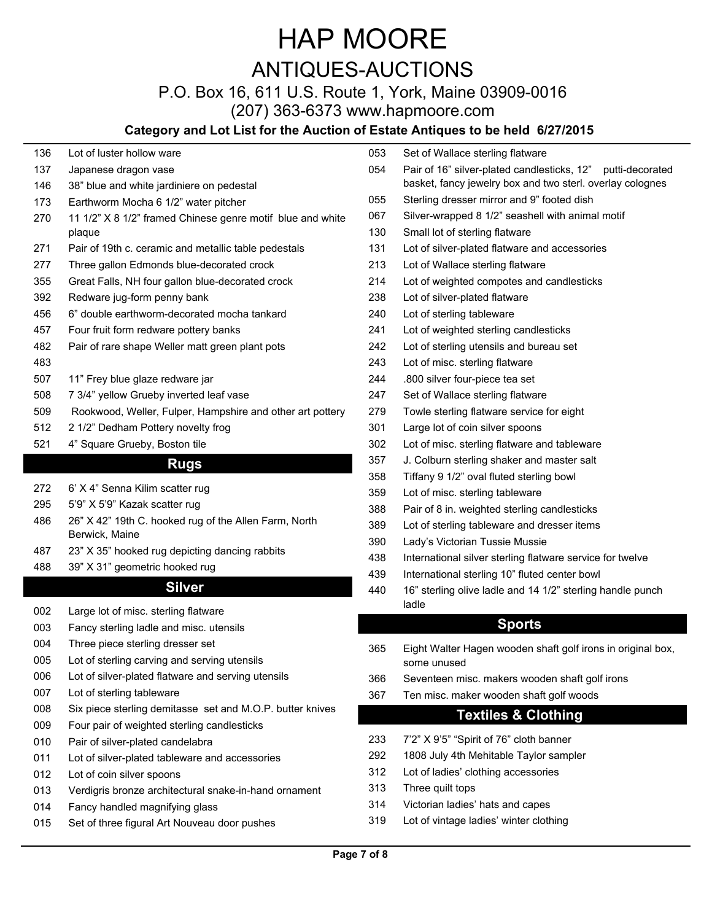# HAP MOORE

## ANTIQUES-AUCTIONS

P.O. Box 16, 611 U.S. Route 1, York, Maine 03909-0016

(207) 363-6373 www.hapmoore.com

**Category and Lot List for the Auction of Estate Antiques to be held 6/27/2015**

136 Lot of luster hollow ware
137 Japanese dragon vase
146 38" blue and white jardiniere on pedestal
173 Earthworm Mocha 6 1/2" water pitcher
270 11 1/2" X 8 1/2" framed Chinese genre motif blue and white plaque
271 Pair of 19th c. ceramic and metallic table pedestals
277 Three gallon Edmonds blue-decorated crock
355 Great Falls, NH four gallon blue-decorated crock
392 Redware jug-form penny bank
456 6" double earthworm-decorated mocha tankard
457 Four fruit form redware pottery banks
482 Pair of rare shape Weller matt green plant pots
483
507 11" Frey blue glaze redware jar
508 7 3/4" yellow Grueby inverted leaf vase
509 Rookwood, Weller, Fulper, Hampshire and other art pottery
512 2 1/2" Dedham Pottery novelty frog
521 4" Square Grueby, Boston tile

## Rugs

272 6' X 4" Senna Kilim scatter rug
295 5'9" X 5'9" Kazak scatter rug
486 26" X 42" 19th C. hooked rug of the Allen Farm, North Berwick, Maine
487 23" X 35" hooked rug depicting dancing rabbits
488 39" X 31" geometric hooked rug

## Silver

002 Large lot of misc. sterling flatware
003 Fancy sterling ladle and misc. utensils
004 Three piece sterling dresser set
005 Lot of sterling carving and serving utensils
006 Lot of silver-plated flatware and serving utensils
007 Lot of sterling tableware
008 Six piece sterling demitasse set and M.O.P. butter knives
009 Four pair of weighted sterling candlesticks
010 Pair of silver-plated candelabra
011 Lot of silver-plated tableware and accessories
012 Lot of coin silver spoons
013 Verdigris bronze architectural snake-in-hand ornament
014 Fancy handled magnifying glass
015 Set of three figural Art Nouveau door pushes
053 Set of Wallace sterling flatware
054 Pair of 16" silver-plated candlesticks, 12" putti-decorated basket, fancy jewelry box and two sterl. overlay colognes
055 Sterling dresser mirror and 9" footed dish
067 Silver-wrapped 8 1/2" seashell with animal motif
130 Small lot of sterling flatware
131 Lot of silver-plated flatware and accessories
213 Lot of Wallace sterling flatware
214 Lot of weighted compotes and candlesticks
238 Lot of silver-plated flatware
240 Lot of sterling tableware
241 Lot of weighted sterling candlesticks
242 Lot of sterling utensils and bureau set
243 Lot of misc. sterling flatware
244 .800 silver four-piece tea set
247 Set of Wallace sterling flatware
279 Towle sterling flatware service for eight
301 Large lot of coin silver spoons
302 Lot of misc. sterling flatware and tableware
357 J. Colburn sterling shaker and master salt
358 Tiffany 9 1/2" oval fluted sterling bowl
359 Lot of misc. sterling tableware
388 Pair of 8 in. weighted sterling candlesticks
389 Lot of sterling tableware and dresser items
390 Lady's Victorian Tussie Mussie
438 International silver sterling flatware service for twelve
439 International sterling 10" fluted center bowl
440 16" sterling olive ladle and 14 1/2" sterling handle punch ladle

## Sports

365 Eight Walter Hagen wooden shaft golf irons in original box, some unused
366 Seventeen misc. makers wooden shaft golf irons
367 Ten misc. maker wooden shaft golf woods

## Textiles & Clothing

233 7'2" X 9'5" "Spirit of 76" cloth banner
292 1808 July 4th Mehitable Taylor sampler
312 Lot of ladies' clothing accessories
313 Three quilt tops
314 Victorian ladies' hats and capes
319 Lot of vintage ladies' winter clothing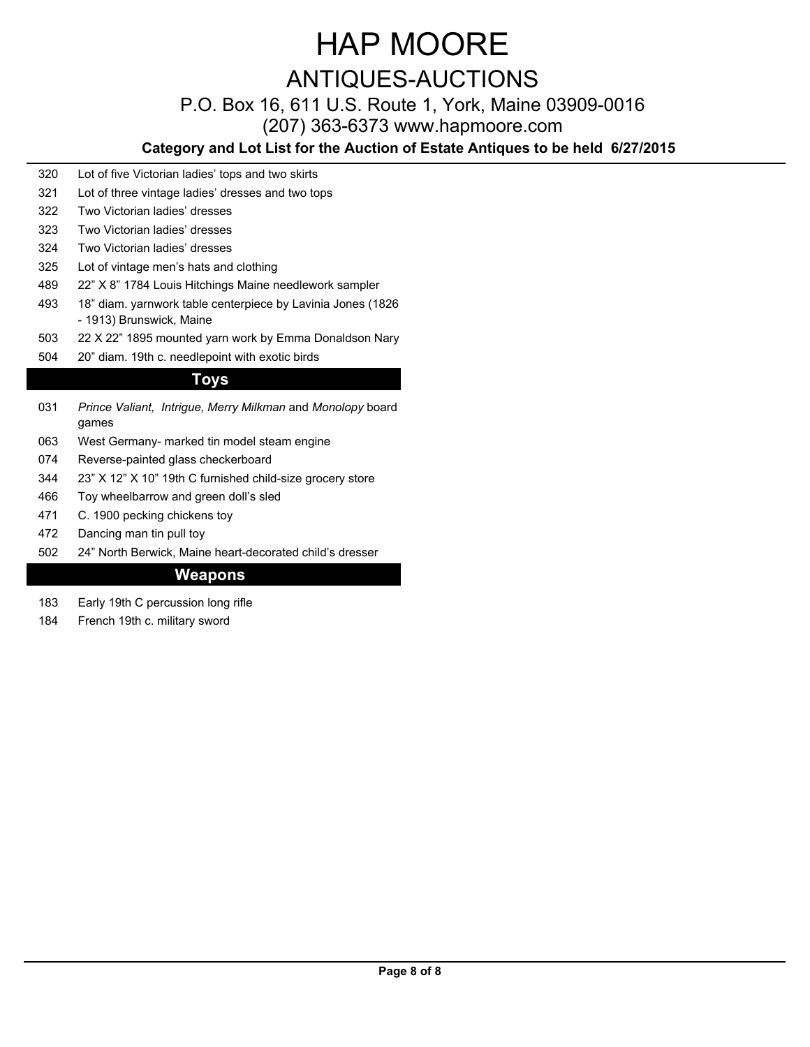# HAP MOORE

## ANTIQUES-AUCTIONS

P.O. Box 16, 611 U.S. Route 1, York, Maine 03909-0016

(207) 363-6373 www.hapmoore.com

**Category and Lot List for the Auction of Estate Antiques to be held 6/27/2015**

| | |
|---|---|
| 320 | Lot of five Victorian ladies' tops and two skirts |
| 321 | Lot of three vintage ladies' dresses and two tops |
| 322 | Two Victorian ladies' dresses |
| 323 | Two Victorian ladies' dresses |
| 324 | Two Victorian ladies' dresses |
| 325 | Lot of vintage men's hats and clothing |
| 489 | 22" X 8" 1784 Louis Hitchings Maine needlework sampler |
| 493 | 18" diam. yarnwork table centerpiece by Lavinia Jones (1826 - 1913) Brunswick, Maine |
| 503 | 22 X 22" 1895 mounted yarn work by Emma Donaldson Nary |
| 504 | 20" diam. 19th c. needlepoint with exotic birds |

## Toys

| | |
|---|---|
| 031 | *Prince Valiant, Intrigue, Merry Milkman* and *Monolopy* board games |
| 063 | West Germany- marked tin model steam engine |
| 074 | Reverse-painted glass checkerboard |
| 344 | 23" X 12" X 10" 19th C furnished child-size grocery store |
| 466 | Toy wheelbarrow and green doll's sled |
| 471 | C. 1900 pecking chickens toy |
| 472 | Dancing man tin pull toy |
| 502 | 24" North Berwick, Maine heart-decorated child's dresser |

## Weapons

| | |
|---|---|
| 183 | Early 19th C percussion long rifle |
| 184 | French 19th c. military sword |